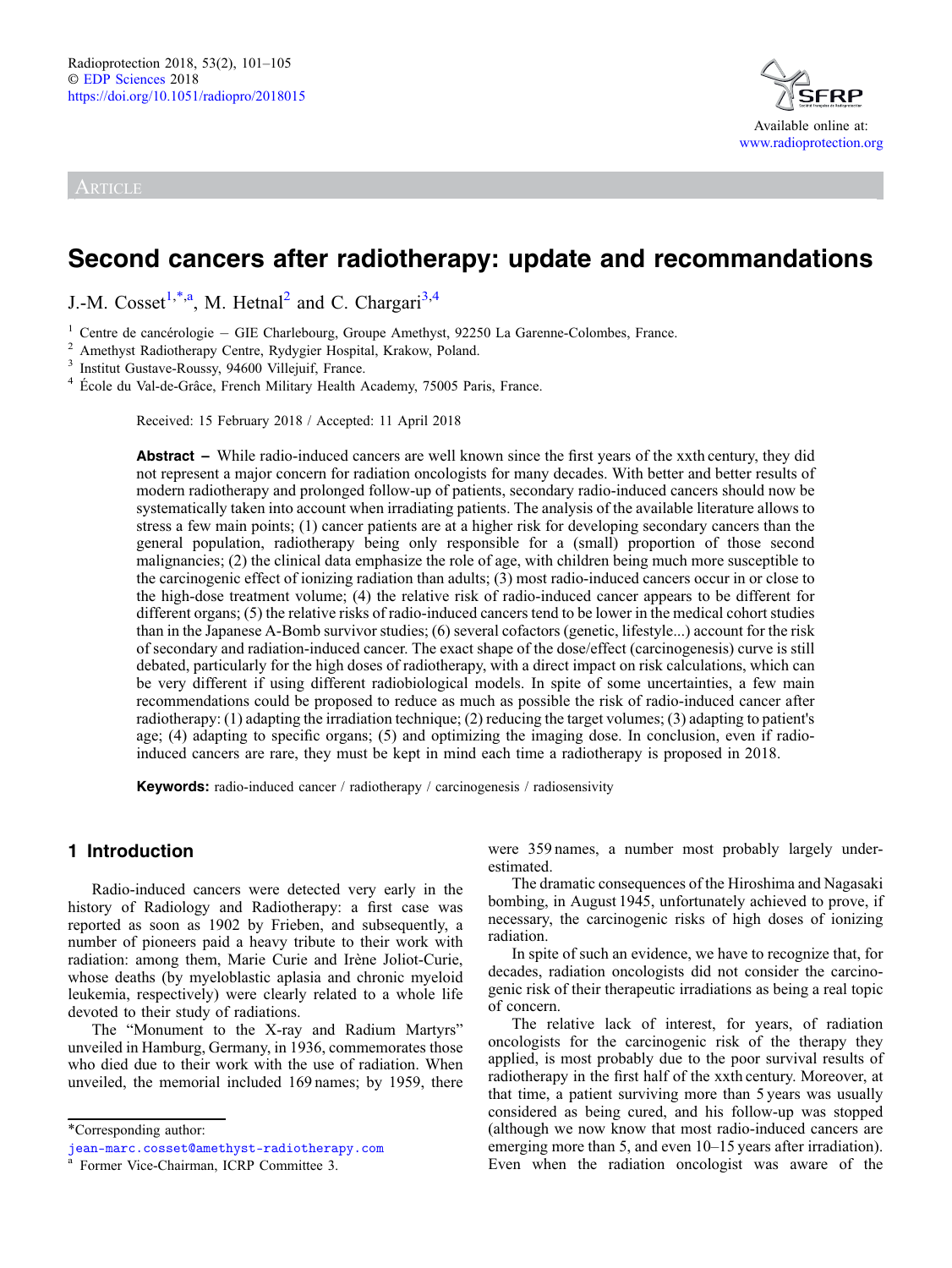Radioprotection 2018, 53(2), 101–105
© EDP Sciences 2018
https://doi.org/10.1051/radiopro/2018015

Available online at:
www.radioprotection.org

ARTICLE

# Second cancers after radiotherapy: update and recommandations

J.-M. Cosset[1,*,a], M. Hetnal[2] and C. Chargari[3,4]

[1] Centre de cancérologie – GIE Charlebourg, Groupe Amethyst, 92250 La Garenne-Colombes, France.
[2] Amethyst Radiotherapy Centre, Rydygier Hospital, Krakow, Poland.
[3] Institut Gustave-Roussy, 94600 Villejuif, France.
[4] École du Val-de-Grâce, French Military Health Academy, 75005 Paris, France.

Received: 15 February 2018 / Accepted: 11 April 2018

**Abstract –** While radio-induced cancers are well known since the first years of the xxth century, they did not represent a major concern for radiation oncologists for many decades. With better and better results of modern radiotherapy and prolonged follow-up of patients, secondary radio-induced cancers should now be systematically taken into account when irradiating patients. The analysis of the available literature allows to stress a few main points; (1) cancer patients are at a higher risk for developing secondary cancers than the general population, radiotherapy being only responsible for a (small) proportion of those second malignancies; (2) the clinical data emphasize the role of age, with children being much more susceptible to the carcinogenic effect of ionizing radiation than adults; (3) most radio-induced cancers occur in or close to the high-dose treatment volume; (4) the relative risk of radio-induced cancer appears to be different for different organs; (5) the relative risks of radio-induced cancers tend to be lower in the medical cohort studies than in the Japanese A-Bomb survivor studies; (6) several cofactors (genetic, lifestyle...) account for the risk of secondary and radiation-induced cancer. The exact shape of the dose/effect (carcinogenesis) curve is still debated, particularly for the high doses of radiotherapy, with a direct impact on risk calculations, which can be very different if using different radiobiological models. In spite of some uncertainties, a few main recommendations could be proposed to reduce as much as possible the risk of radio-induced cancer after radiotherapy: (1) adapting the irradiation technique; (2) reducing the target volumes; (3) adapting to patient's age; (4) adapting to specific organs; (5) and optimizing the imaging dose. In conclusion, even if radio-induced cancers are rare, they must be kept in mind each time a radiotherapy is proposed in 2018.

**Keywords:** radio-induced cancer / radiotherapy / carcinogenesis / radiosensivity

## 1 Introduction

Radio-induced cancers were detected very early in the history of Radiology and Radiotherapy: a first case was reported as soon as 1902 by Frieben, and subsequently, a number of pioneers paid a heavy tribute to their work with radiation: among them, Marie Curie and Irène Joliot-Curie, whose deaths (by myeloblastic aplasia and chronic myeloid leukemia, respectively) were clearly related to a whole life devoted to their study of radiations.

The "Monument to the X-ray and Radium Martyrs" unveiled in Hamburg, Germany, in 1936, commemorates those who died due to their work with the use of radiation. When unveiled, the memorial included 169 names; by 1959, there were 359 names, a number most probably largely underestimated.

The dramatic consequences of the Hiroshima and Nagasaki bombing, in August 1945, unfortunately achieved to prove, if necessary, the carcinogenic risks of high doses of ionizing radiation.

In spite of such an evidence, we have to recognize that, for decades, radiation oncologists did not consider the carcinogenic risk of their therapeutic irradiations as being a real topic of concern.

The relative lack of interest, for years, of radiation oncologists for the carcinogenic risk of the therapy they applied, is most probably due to the poor survival results of radiotherapy in the first half of the xxth century. Moreover, at that time, a patient surviving more than 5 years was usually considered as being cured, and his follow-up was stopped (although we now know that most radio-induced cancers are emerging more than 5, and even 10–15 years after irradiation). Even when the radiation oncologist was aware of the

*Corresponding author:
jean-marc.cosset@amethyst-radiotherapy.com
[a] Former Vice-Chairman, ICRP Committee 3.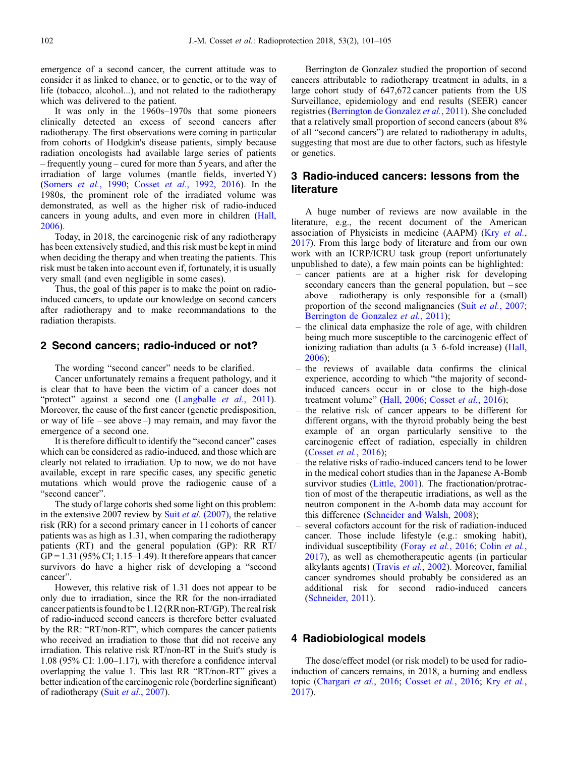emergence of a second cancer, the current attitude was to consider it as linked to chance, or to genetic, or to the way of life (tobacco, alcohol...), and not related to the radiotherapy which was delivered to the patient.

It was only in the 1960s–1970s that some pioneers clinically detected an excess of second cancers after radiotherapy. The first observations were coming in particular from cohorts of Hodgkin's disease patients, simply because radiation oncologists had available large series of patients – frequently young – cured for more than 5 years, and after the irradiation of large volumes (mantle fields, inverted Y) (Somers *et al.*, 1990; Cosset *et al.*, 1992, 2016). In the 1980s, the prominent role of the irradiated volume was demonstrated, as well as the higher risk of radio-induced cancers in young adults, and even more in children (Hall, 2006).

Today, in 2018, the carcinogenic risk of any radiotherapy has been extensively studied, and this risk must be kept in mind when deciding the therapy and when treating the patients. This risk must be taken into account even if, fortunately, it is usually very small (and even negligible in some cases).

Thus, the goal of this paper is to make the point on radio-induced cancers, to update our knowledge on second cancers after radiotherapy and to make recommandations to the radiation therapists.

## 2 Second cancers; radio-induced or not?

The wording "second cancer" needs to be clarified.

Cancer unfortunately remains a frequent pathology, and it is clear that to have been the victim of a cancer does not "protect" against a second one (Langballe *et al.*, 2011). Moreover, the cause of the first cancer (genetic predisposition, or way of life – see above –) may remain, and may favor the emergence of a second one.

It is therefore difficult to identify the "second cancer" cases which can be considered as radio-induced, and those which are clearly not related to irradiation. Up to now, we do not have available, except in rare specific cases, any specific genetic mutations which would prove the radiogenic cause of a "second cancer".

The study of large cohorts shed some light on this problem: in the extensive 2007 review by Suit *et al.* (2007), the relative risk (RR) for a second primary cancer in 11 cohorts of cancer patients was as high as 1.31, when comparing the radiotherapy patients (RT) and the general population (GP): RR RT/GP = 1.31 (95% CI; 1.15–1.49). It therefore appears that cancer survivors do have a higher risk of developing a "second cancer".

However, this relative risk of 1.31 does not appear to be only due to irradiation, since the RR for the non-irradiated cancer patients is found to be 1.12 (RR non-RT/GP). The real risk of radio-induced second cancers is therefore better evaluated by the RR: "RT/non-RT", which compares the cancer patients who received an irradiation to those that did not receive any irradiation. This relative risk RT/non-RT in the Suit's study is 1.08 (95% CI: 1.00–1.17), with therefore a confidence interval overlapping the value 1. This last RR "RT/non-RT" gives a better indication of the carcinogenic role (borderline significant) of radiotherapy (Suit *et al.*, 2007).

Berrington de Gonzalez studied the proportion of second cancers attributable to radiotherapy treatment in adults, in a large cohort study of 647,672 cancer patients from the US Surveillance, epidemiology and end results (SEER) cancer registries (Berrington de Gonzalez *et al.*, 2011). She concluded that a relatively small proportion of second cancers (about 8% of all "second cancers") are related to radiotherapy in adults, suggesting that most are due to other factors, such as lifestyle or genetics.

## 3 Radio-induced cancers: lessons from the literature

A huge number of reviews are now available in the literature, e.g., the recent document of the American association of Physicists in medicine (AAPM) (Kry *et al.*, 2017). From this large body of literature and from our own work with an ICRP/ICRU task group (report unfortunately unpublished to date), a few main points can be highlighted:

- cancer patients are at a higher risk for developing secondary cancers than the general population, but – see above – radiotherapy is only responsible for a (small) proportion of the second malignancies (Suit *et al.*, 2007; Berrington de Gonzalez *et al.*, 2011);
- the clinical data emphasize the role of age, with children being much more susceptible to the carcinogenic effect of ionizing radiation than adults (a 3–6-fold increase) (Hall, 2006);
- the reviews of available data confirms the clinical experience, according to which "the majority of second-induced cancers occur in or close to the high-dose treatment volume" (Hall, 2006; Cosset *et al.*, 2016);
- the relative risk of cancer appears to be different for different organs, with the thyroid probably being the best example of an organ particularly sensitive to the carcinogenic effect of radiation, especially in children (Cosset *et al.*, 2016);
- the relative risks of radio-induced cancers tend to be lower in the medical cohort studies than in the Japanese A-Bomb survivor studies (Little, 2001). The fractionation/protraction of most of the therapeutic irradiations, as well as the neutron component in the A-bomb data may account for this difference (Schneider and Walsh, 2008);
- several cofactors account for the risk of radiation-induced cancer. Those include lifestyle (e.g.: smoking habit), individual susceptibility (Foray *et al.*, 2016; Colin *et al.*, 2017), as well as chemotherapeutic agents (in particular alkylants agents) (Travis *et al.*, 2002). Moreover, familial cancer syndromes should probably be considered as an additional risk for second radio-induced cancers (Schneider, 2011).

## 4 Radiobiological models

The dose/effect model (or risk model) to be used for radio-induction of cancers remains, in 2018, a burning and endless topic (Chargari *et al.*, 2016; Cosset *et al.*, 2016; Kry *et al.*, 2017).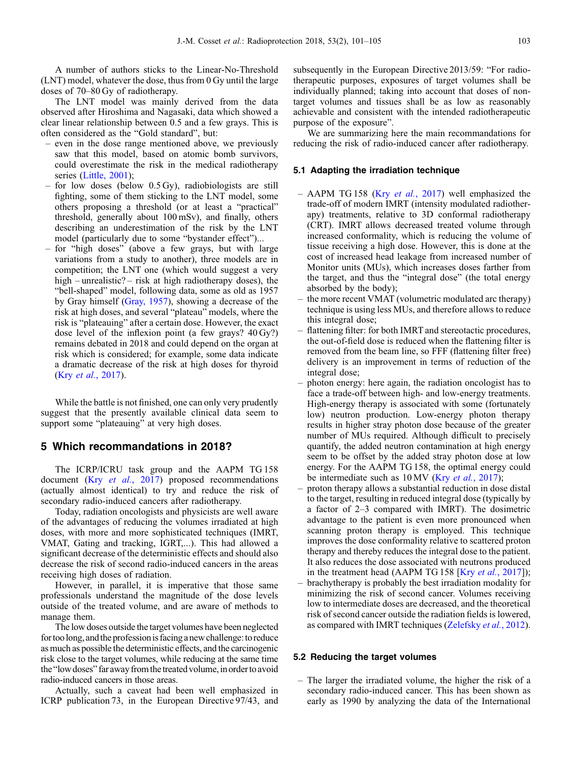A number of authors sticks to the Linear-No-Threshold (LNT) model, whatever the dose, thus from 0 Gy until the large doses of 70–80 Gy of radiotherapy.

The LNT model was mainly derived from the data observed after Hiroshima and Nagasaki, data which showed a clear linear relationship between 0.5 and a few grays. This is often considered as the "Gold standard", but:

- even in the dose range mentioned above, we previously saw that this model, based on atomic bomb survivors, could overestimate the risk in the medical radiotherapy series (Little, 2001);
- for low doses (below 0.5 Gy), radiobiologists are still fighting, some of them sticking to the LNT model, some others proposing a threshold (or at least a "practical" threshold, generally about 100 mSv), and finally, others describing an underestimation of the risk by the LNT model (particularly due to some "bystander effect")...
- for "high doses" (above a few grays, but with large variations from a study to another), three models are in competition; the LNT one (which would suggest a very high – unrealistic? – risk at high radiotherapy doses), the "bell-shaped" model, following data, some as old as 1957 by Gray himself (Gray, 1957), showing a decrease of the risk at high doses, and several "plateau" models, where the risk is "plateauing" after a certain dose. However, the exact dose level of the inflexion point (a few grays? 40 Gy?) remains debated in 2018 and could depend on the organ at risk which is considered; for example, some data indicate a dramatic decrease of the risk at high doses for thyroid (Kry *et al.*, 2017).

While the battle is not finished, one can only very prudently suggest that the presently available clinical data seem to support some "plateauing" at very high doses.

## 5 Which recommandations in 2018?

The ICRP/ICRU task group and the AAPM TG 158 document (Kry *et al.*, 2017) proposed recommendations (actually almost identical) to try and reduce the risk of secondary radio-induced cancers after radiotherapy.

Today, radiation oncologists and physicists are well aware of the advantages of reducing the volumes irradiated at high doses, with more and more sophisticated techniques (IMRT, VMAT, Gating and tracking, IGRT,...). This had allowed a significant decrease of the deterministic effects and should also decrease the risk of second radio-induced cancers in the areas receiving high doses of radiation.

However, in parallel, it is imperative that those same professionals understand the magnitude of the dose levels outside of the treated volume, and are aware of methods to manage them.

The low doses outside the target volumes have been neglected for too long, and the profession is facing a new challenge: to reduce as much as possible the deterministic effects, and the carcinogenic risk close to the target volumes, while reducing at the same time the "low doses" far away from the treated volume, in order to avoid radio-induced cancers in those areas.

Actually, such a caveat had been well emphasized in ICRP publication 73, in the European Directive 97/43, and subsequently in the European Directive 2013/59: "For radiotherapeutic purposes, exposures of target volumes shall be individually planned; taking into account that doses of non-target volumes and tissues shall be as low as reasonably achievable and consistent with the intended radiotherapeutic purpose of the exposure".

We are summarizing here the main recommendations for reducing the risk of radio-induced cancer after radiotherapy.

### 5.1 Adapting the irradiation technique

- AAPM TG 158 (Kry *et al.*, 2017) well emphasized the trade-off of modern IMRT (intensity modulated radiotherapy) treatments, relative to 3D conformal radiotherapy (CRT). IMRT allows decreased treated volume through increased conformality, which is reducing the volume of tissue receiving a high dose. However, this is done at the cost of increased head leakage from increased number of Monitor units (MUs), which increases doses farther from the target, and thus the "integral dose" (the total energy absorbed by the body);
- the more recent VMAT (volumetric modulated arc therapy) technique is using less MUs, and therefore allows to reduce this integral dose;
- flattening filter: for both IMRT and stereotactic procedures, the out-of-field dose is reduced when the flattening filter is removed from the beam line, so FFF (flattening filter free) delivery is an improvement in terms of reduction of the integral dose;
- photon energy: here again, the radiation oncologist has to face a trade-off between high- and low-energy treatments. High-energy therapy is associated with some (fortunately low) neutron production. Low-energy photon therapy results in higher stray photon dose because of the greater number of MUs required. Although difficult to precisely quantify, the added neutron contamination at high energy seem to be offset by the added stray photon dose at low energy. For the AAPM TG 158, the optimal energy could be intermediate such as 10 MV (Kry *et al.*, 2017);
- proton therapy allows a substantial reduction in dose distal to the target, resulting in reduced integral dose (typically by a factor of 2–3 compared with IMRT). The dosimetric advantage to the patient is even more pronounced when scanning proton therapy is employed. This technique improves the dose conformality relative to scattered proton therapy and thereby reduces the integral dose to the patient. It also reduces the dose associated with neutrons produced in the treatment head (AAPM TG 158 [Kry *et al.*, 2017]);
- brachytherapy is probably the best irradiation modality for minimizing the risk of second cancer. Volumes receiving low to intermediate doses are decreased, and the theoretical risk of second cancer outside the radiation fields is lowered, as compared with IMRT techniques (Zelefsky *et al.*, 2012).

### 5.2 Reducing the target volumes

- The larger the irradiated volume, the higher the risk of a secondary radio-induced cancer. This has been shown as early as 1990 by analyzing the data of the International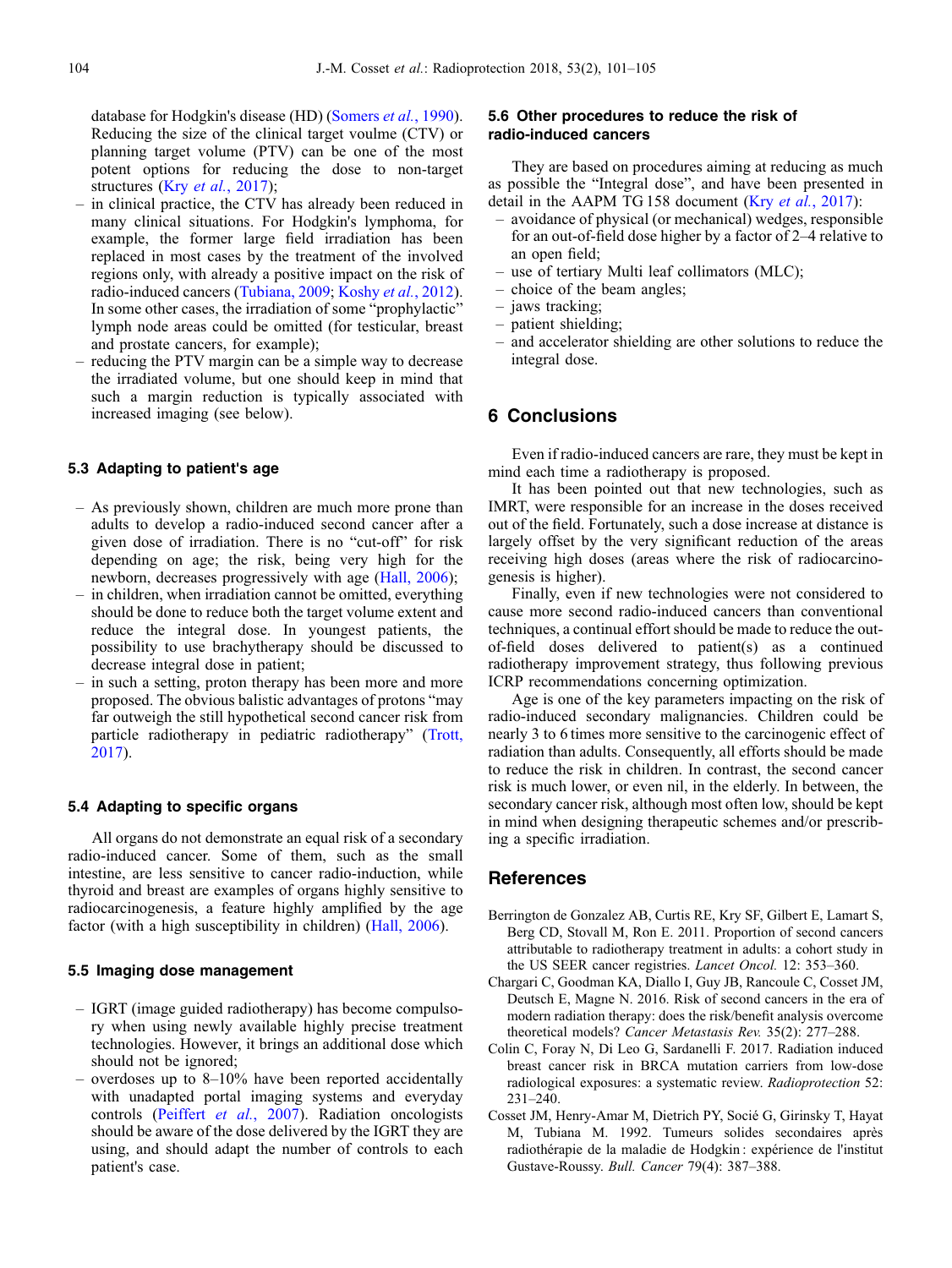database for Hodgkin's disease (HD) (Somers *et al.*, 1990). Reducing the size of the clinical target voulme (CTV) or planning target volume (PTV) can be one of the most potent options for reducing the dose to non-target structures (Kry *et al.*, 2017);

– in clinical practice, the CTV has already been reduced in many clinical situations. For Hodgkin's lymphoma, for example, the former large field irradiation has been replaced in most cases by the treatment of the involved regions only, with already a positive impact on the risk of radio-induced cancers (Tubiana, 2009; Koshy *et al.*, 2012). In some other cases, the irradiation of some "prophylactic" lymph node areas could be omitted (for testicular, breast and prostate cancers, for example);
– reducing the PTV margin can be a simple way to decrease the irradiated volume, but one should keep in mind that such a margin reduction is typically associated with increased imaging (see below).

### 5.3 Adapting to patient's age

– As previously shown, children are much more prone than adults to develop a radio-induced second cancer after a given dose of irradiation. There is no "cut-off" for risk depending on age; the risk, being very high for the newborn, decreases progressively with age (Hall, 2006);
– in children, when irradiation cannot be omitted, everything should be done to reduce both the target volume extent and reduce the integral dose. In youngest patients, the possibility to use brachytherapy should be discussed to decrease integral dose in patient;
– in such a setting, proton therapy has been more and more proposed. The obvious balistic advantages of protons "may far outweigh the still hypothetical second cancer risk from particle radiotherapy in pediatric radiotherapy" (Trott, 2017).

### 5.4 Adapting to specific organs

All organs do not demonstrate an equal risk of a secondary radio-induced cancer. Some of them, such as the small intestine, are less sensitive to cancer radio-induction, while thyroid and breast are examples of organs highly sensitive to radiocarcinogenesis, a feature highly amplified by the age factor (with a high susceptibility in children) (Hall, 2006).

### 5.5 Imaging dose management

– IGRT (image guided radiotherapy) has become compulsory when using newly available highly precise treatment technologies. However, it brings an additional dose which should not be ignored;
– overdoses up to 8–10% have been reported accidentally with unadapted portal imaging systems and everyday controls (Peiffert *et al.*, 2007). Radiation oncologists should be aware of the dose delivered by the IGRT they are using, and should adapt the number of controls to each patient's case.

### 5.6 Other procedures to reduce the risk of radio-induced cancers

They are based on procedures aiming at reducing as much as possible the "Integral dose", and have been presented in detail in the AAPM TG 158 document (Kry *et al.*, 2017):

– avoidance of physical (or mechanical) wedges, responsible for an out-of-field dose higher by a factor of 2–4 relative to an open field;
– use of tertiary Multi leaf collimators (MLC);
– choice of the beam angles;
– jaws tracking;
– patient shielding;
– and accelerator shielding are other solutions to reduce the integral dose.

## 6 Conclusions

Even if radio-induced cancers are rare, they must be kept in mind each time a radiotherapy is proposed.

It has been pointed out that new technologies, such as IMRT, were responsible for an increase in the doses received out of the field. Fortunately, such a dose increase at distance is largely offset by the very significant reduction of the areas receiving high doses (areas where the risk of radiocarcinogenesis is higher).

Finally, even if new technologies were not considered to cause more second radio-induced cancers than conventional techniques, a continual effort should be made to reduce the out-of-field doses delivered to patient(s) as a continued radiotherapy improvement strategy, thus following previous ICRP recommendations concerning optimization.

Age is one of the key parameters impacting on the risk of radio-induced secondary malignancies. Children could be nearly 3 to 6 times more sensitive to the carcinogenic effect of radiation than adults. Consequently, all efforts should be made to reduce the risk in children. In contrast, the second cancer risk is much lower, or even nil, in the elderly. In between, the secondary cancer risk, although most often low, should be kept in mind when designing therapeutic schemes and/or prescribing a specific irradiation.

## References

Berrington de Gonzalez AB, Curtis RE, Kry SF, Gilbert E, Lamart S, Berg CD, Stovall M, Ron E. 2011. Proportion of second cancers attributable to radiotherapy treatment in adults: a cohort study in the US SEER cancer registries. *Lancet Oncol.* 12: 353–360.

Chargari C, Goodman KA, Diallo I, Guy JB, Rancoule C, Cosset JM, Deutsch E, Magne N. 2016. Risk of second cancers in the era of modern radiation therapy: does the risk/benefit analysis overcome theoretical models? *Cancer Metastasis Rev.* 35(2): 277–288.

Colin C, Foray N, Di Leo G, Sardanelli F. 2017. Radiation induced breast cancer risk in BRCA mutation carriers from low-dose radiological exposures: a systematic review. *Radioprotection* 52: 231–240.

Cosset JM, Henry-Amar M, Dietrich PY, Socié G, Girinsky T, Hayat M, Tubiana M. 1992. Tumeurs solides secondaires après radiothérapie de la maladie de Hodgkin : expérience de l'institut Gustave-Roussy. *Bull. Cancer* 79(4): 387–388.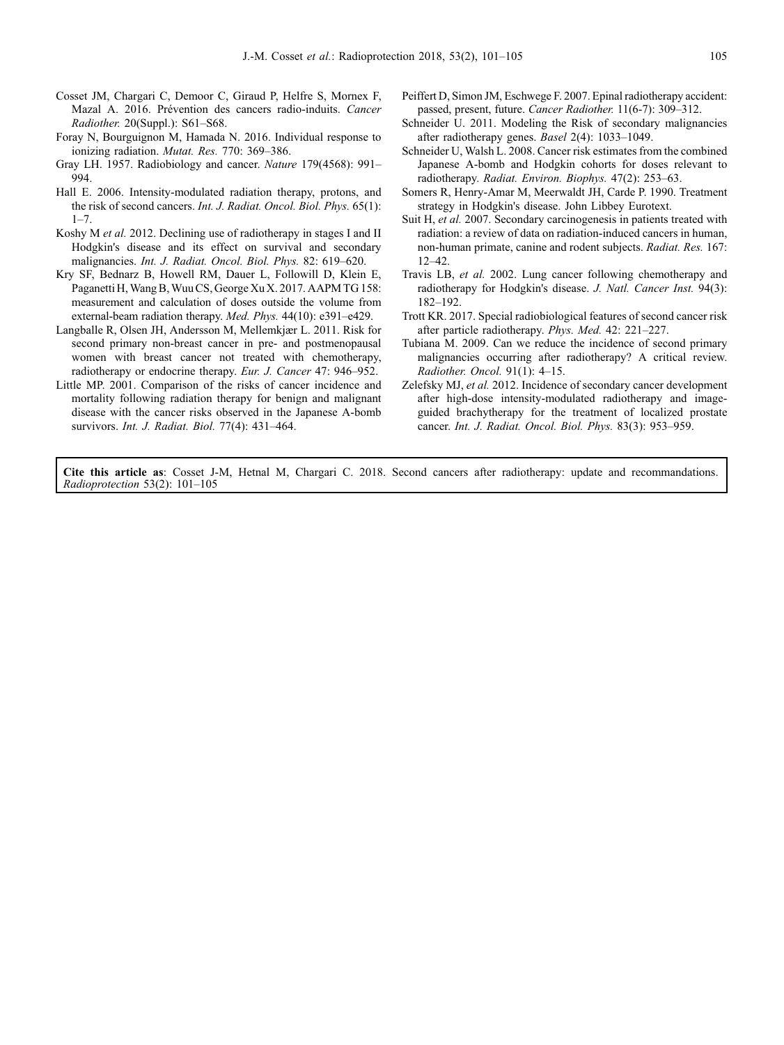Cosset JM, Chargari C, Demoor C, Giraud P, Helfre S, Mornex F, Mazal A. 2016. Prévention des cancers radio-induits. *Cancer Radiother.* 20(Suppl.): S61–S68.

Foray N, Bourguignon M, Hamada N. 2016. Individual response to ionizing radiation. *Mutat. Res.* 770: 369–386.

Gray LH. 1957. Radiobiology and cancer. *Nature* 179(4568): 991–994.

Hall E. 2006. Intensity-modulated radiation therapy, protons, and the risk of second cancers. *Int. J. Radiat. Oncol. Biol. Phys.* 65(1): 1–7.

Koshy M *et al.* 2012. Declining use of radiotherapy in stages I and II Hodgkin's disease and its effect on survival and secondary malignancies. *Int. J. Radiat. Oncol. Biol. Phys.* 82: 619–620.

Kry SF, Bednarz B, Howell RM, Dauer L, Followill D, Klein E, Paganetti H, Wang B, Wuu CS, George Xu X. 2017. AAPM TG 158: measurement and calculation of doses outside the volume from external-beam radiation therapy. *Med. Phys.* 44(10): e391–e429.

Langballe R, Olsen JH, Andersson M, Mellemkjær L. 2011. Risk for second primary non-breast cancer in pre- and postmenopausal women with breast cancer not treated with chemotherapy, radiotherapy or endocrine therapy. *Eur. J. Cancer* 47: 946–952.

Little MP. 2001. Comparison of the risks of cancer incidence and mortality following radiation therapy for benign and malignant disease with the cancer risks observed in the Japanese A-bomb survivors. *Int. J. Radiat. Biol.* 77(4): 431–464.

Peiffert D, Simon JM, Eschwege F. 2007. Epinal radiotherapy accident: passed, present, future. *Cancer Radiother.* 11(6-7): 309–312.

Schneider U. 2011. Modeling the Risk of secondary malignancies after radiotherapy genes. *Basel* 2(4): 1033–1049.

Schneider U, Walsh L. 2008. Cancer risk estimates from the combined Japanese A-bomb and Hodgkin cohorts for doses relevant to radiotherapy. *Radiat. Environ. Biophys.* 47(2): 253–63.

Somers R, Henry-Amar M, Meerwaldt JH, Carde P. 1990. Treatment strategy in Hodgkin's disease. John Libbey Eurotext.

Suit H, *et al.* 2007. Secondary carcinogenesis in patients treated with radiation: a review of data on radiation-induced cancers in human, non-human primate, canine and rodent subjects. *Radiat. Res.* 167: 12–42.

Travis LB, *et al.* 2002. Lung cancer following chemotherapy and radiotherapy for Hodgkin's disease. *J. Natl. Cancer Inst.* 94(3): 182–192.

Trott KR. 2017. Special radiobiological features of second cancer risk after particle radiotherapy. *Phys. Med.* 42: 221–227.

Tubiana M. 2009. Can we reduce the incidence of second primary malignancies occurring after radiotherapy? A critical review. *Radiother. Oncol.* 91(1): 4–15.

Zelefsky MJ, *et al.* 2012. Incidence of secondary cancer development after high-dose intensity-modulated radiotherapy and image-guided brachytherapy for the treatment of localized prostate cancer. *Int. J. Radiat. Oncol. Biol. Phys.* 83(3): 953–959.

**Cite this article as**: Cosset J-M, Hetnal M, Chargari C. 2018. Second cancers after radiotherapy: update and recommandations. *Radioprotection* 53(2): 101–105